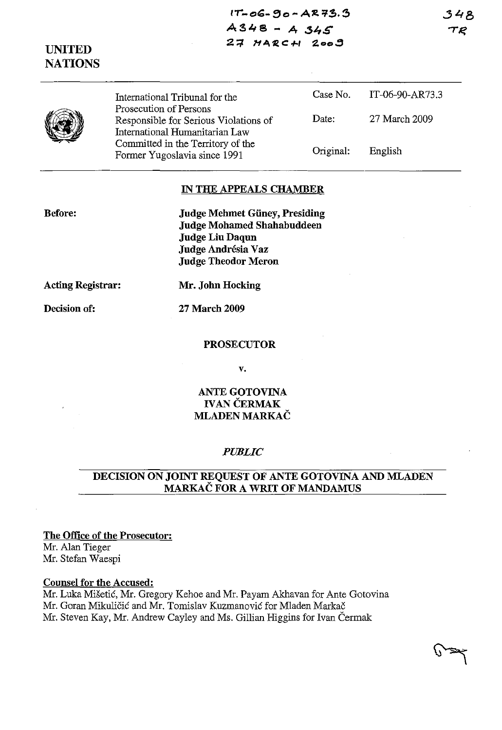IT-06-90-AR73.3
A348 - A345
27 MARCH 2009

348
TR

UNITED
NATIONS

| International Tribunal for the Prosecution of Persons Responsible for Serious Violations of International Humanitarian Law Committed in the Territory of the Former Yugoslavia since 1991 | Case No. | IT-06-90-AR73.3 |
|---|---|---|
| | Date: | 27 March 2009 |
| | Original: | English |

## IN THE APPEALS CHAMBER

**Before:**

**Judge Mehmet Güney, Presiding**
**Judge Mohamed Shahabuddeen**
**Judge Liu Daqun**
**Judge Andrésia Vaz**
**Judge Theodor Meron**

**Acting Registrar:** **Mr. John Hocking**

**Decision of:** **27 March 2009**

**PROSECUTOR**

**v.**

**ANTE GOTOVINA**
**IVAN ČERMAK**
**MLADEN MARKAČ**

***PUBLIC***

## DECISION ON JOINT REQUEST OF ANTE GOTOVINA AND MLADEN MARKAČ FOR A WRIT OF MANDAMUS

**The Office of the Prosecutor:**
Mr. Alan Tieger
Mr. Stefan Waespi

**Counsel for the Accused:**
Mr. Luka Mišetić, Mr. Gregory Kehoe and Mr. Payam Akhavan for Ante Gotovina
Mr. Goran Mikuličić and Mr. Tomislav Kuzmanović for Mladen Markač
Mr. Steven Kay, Mr. Andrew Cayley and Ms. Gillian Higgins for Ivan Čermak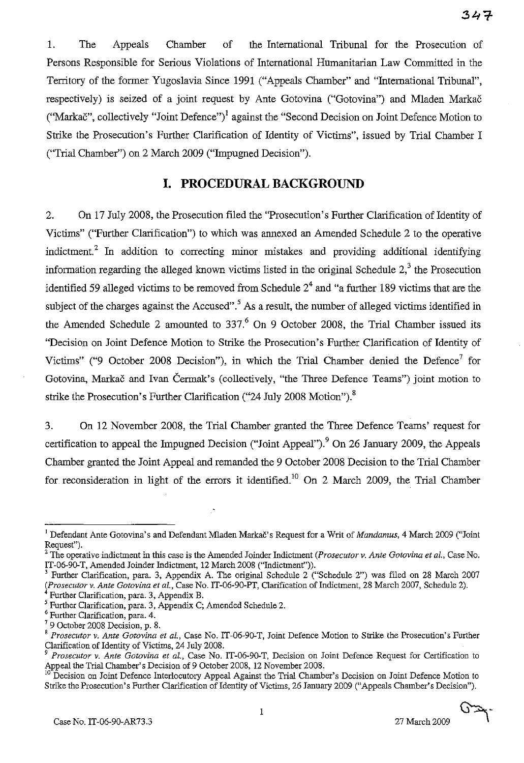1. The Appeals Chamber of the International Tribunal for the Prosecution of Persons Responsible for Serious Violations of International Humanitarian Law Committed in the Territory of the former Yugoslavia Since 1991 ("Appeals Chamber" and "International Tribunal", respectively) is seized of a joint request by Ante Gotovina ("Gotovina") and Mladen Markač ("Markač", collectively "Joint Defence")[1] against the "Second Decision on Joint Defence Motion to Strike the Prosecution's Further Clarification of Identity of Victims", issued by Trial Chamber I ("Trial Chamber") on 2 March 2009 ("Impugned Decision").

## I. PROCEDURAL BACKGROUND

2. On 17 July 2008, the Prosecution filed the "Prosecution's Further Clarification of Identity of Victims" ("Further Clarification") to which was annexed an Amended Schedule 2 to the operative indictment.[2] In addition to correcting minor mistakes and providing additional identifying information regarding the alleged known victims listed in the original Schedule 2,[3] the Prosecution identified 59 alleged victims to be removed from Schedule 2[4] and "a further 189 victims that are the subject of the charges against the Accused".[5] As a result, the number of alleged victims identified in the Amended Schedule 2 amounted to 337.[6] On 9 October 2008, the Trial Chamber issued its "Decision on Joint Defence Motion to Strike the Prosecution's Further Clarification of Identity of Victims" ("9 October 2008 Decision"), in which the Trial Chamber denied the Defence[7] for Gotovina, Markač and Ivan Čermak's (collectively, "the Three Defence Teams") joint motion to strike the Prosecution's Further Clarification ("24 July 2008 Motion").[8]

3. On 12 November 2008, the Trial Chamber granted the Three Defence Teams' request for certification to appeal the Impugned Decision ("Joint Appeal").[9] On 26 January 2009, the Appeals Chamber granted the Joint Appeal and remanded the 9 October 2008 Decision to the Trial Chamber for reconsideration in light of the errors it identified.[10] On 2 March 2009, the Trial Chamber

---

[1] Defendant Ante Gotovina's and Defendant Mladen Markač's Request for a Writ of *Mandamus*, 4 March 2009 ("Joint Request").

[2] The operative indictment in this case is the Amended Joinder Indictment (*Prosecutor v. Ante Gotovina et al.*, Case No. IT-06-90-T, Amended Joinder Indictment, 12 March 2008 ("Indictment")).

[3] Further Clarification, para. 3, Appendix A. The original Schedule 2 ("Schedule 2") was filed on 28 March 2007 (*Prosecutor v. Ante Gotovina et al.*, Case No. IT-06-90-PT, Clarification of Indictment, 28 March 2007, Schedule 2).

[4] Further Clarification, para. 3, Appendix B.

[5] Further Clarification, para. 3, Appendix C; Amended Schedule 2.

[6] Further Clarification, para. 4.

[7] 9 October 2008 Decision, p. 8.

[8] *Prosecutor v. Ante Gotovina et al.*, Case No. IT-06-90-T, Joint Defence Motion to Strike the Prosecution's Further Clarification of Identity of Victims, 24 July 2008.

[9] *Prosecutor v. Ante Gotovina et al.*, Case No. IT-06-90-T, Decision on Joint Defence Request for Certification to Appeal the Trial Chamber's Decision of 9 October 2008, 12 November 2008.

[10] Decision on Joint Defence Interlocutory Appeal Against the Trial Chamber's Decision on Joint Defence Motion to Strike the Prosecution's Further Clarification of Identity of Victims, 26 January 2009 ("Appeals Chamber's Decision").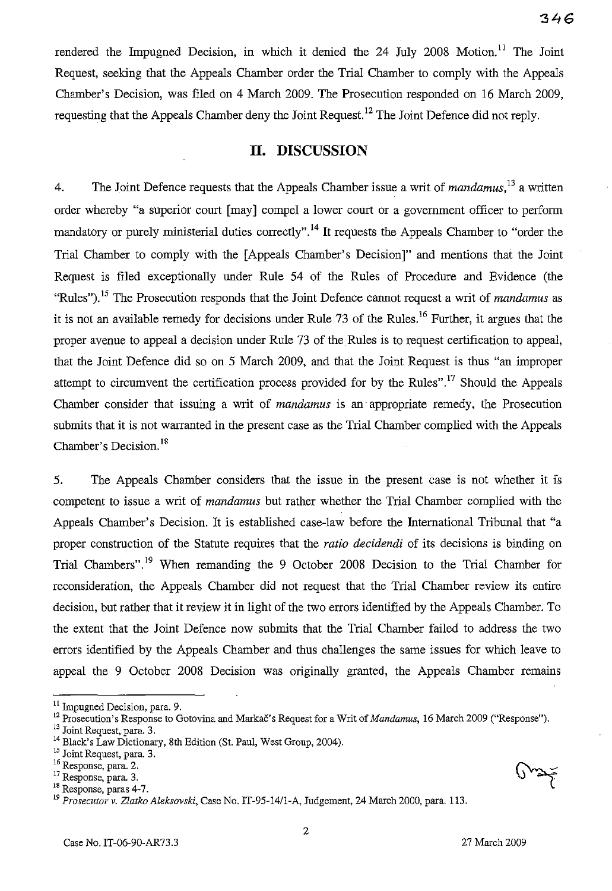rendered the Impugned Decision, in which it denied the 24 July 2008 Motion.[11] The Joint Request, seeking that the Appeals Chamber order the Trial Chamber to comply with the Appeals Chamber's Decision, was filed on 4 March 2009. The Prosecution responded on 16 March 2009, requesting that the Appeals Chamber deny the Joint Request.[12] The Joint Defence did not reply.

## II. DISCUSSION

4. The Joint Defence requests that the Appeals Chamber issue a writ of *mandamus*,[13] a written order whereby "a superior court [may] compel a lower court or a government officer to perform mandatory or purely ministerial duties correctly".[14] It requests the Appeals Chamber to "order the Trial Chamber to comply with the [Appeals Chamber's Decision]" and mentions that the Joint Request is filed exceptionally under Rule 54 of the Rules of Procedure and Evidence (the "Rules").[15] The Prosecution responds that the Joint Defence cannot request a writ of *mandamus* as it is not an available remedy for decisions under Rule 73 of the Rules.[16] Further, it argues that the proper avenue to appeal a decision under Rule 73 of the Rules is to request certification to appeal, that the Joint Defence did so on 5 March 2009, and that the Joint Request is thus "an improper attempt to circumvent the certification process provided for by the Rules".[17] Should the Appeals Chamber consider that issuing a writ of *mandamus* is an appropriate remedy, the Prosecution submits that it is not warranted in the present case as the Trial Chamber complied with the Appeals Chamber's Decision.[18]

5. The Appeals Chamber considers that the issue in the present case is not whether it is competent to issue a writ of *mandamus* but rather whether the Trial Chamber complied with the Appeals Chamber's Decision. It is established case-law before the International Tribunal that "a proper construction of the Statute requires that the *ratio decidendi* of its decisions is binding on Trial Chambers".[19] When remanding the 9 October 2008 Decision to the Trial Chamber for reconsideration, the Appeals Chamber did not request that the Trial Chamber review its entire decision, but rather that it review it in light of the two errors identified by the Appeals Chamber. To the extent that the Joint Defence now submits that the Trial Chamber failed to address the two errors identified by the Appeals Chamber and thus challenges the same issues for which leave to appeal the 9 October 2008 Decision was originally granted, the Appeals Chamber remains

---

[11] Impugned Decision, para. 9.

[12] Prosecution's Response to Gotovina and Markač's Request for a Writ of *Mandamus*, 16 March 2009 ("Response").

[13] Joint Request, para. 3.

[14] Black's Law Dictionary, 8th Edition (St. Paul, West Group, 2004).

[15] Joint Request, para. 3.

[16] Response, para. 2.

[17] Response, para. 3.

[18] Response, paras 4-7.

[19] *Prosecutor v. Zlatko Aleksovski*, Case No. IT-95-14/1-A, Judgement, 24 March 2000, para. 113.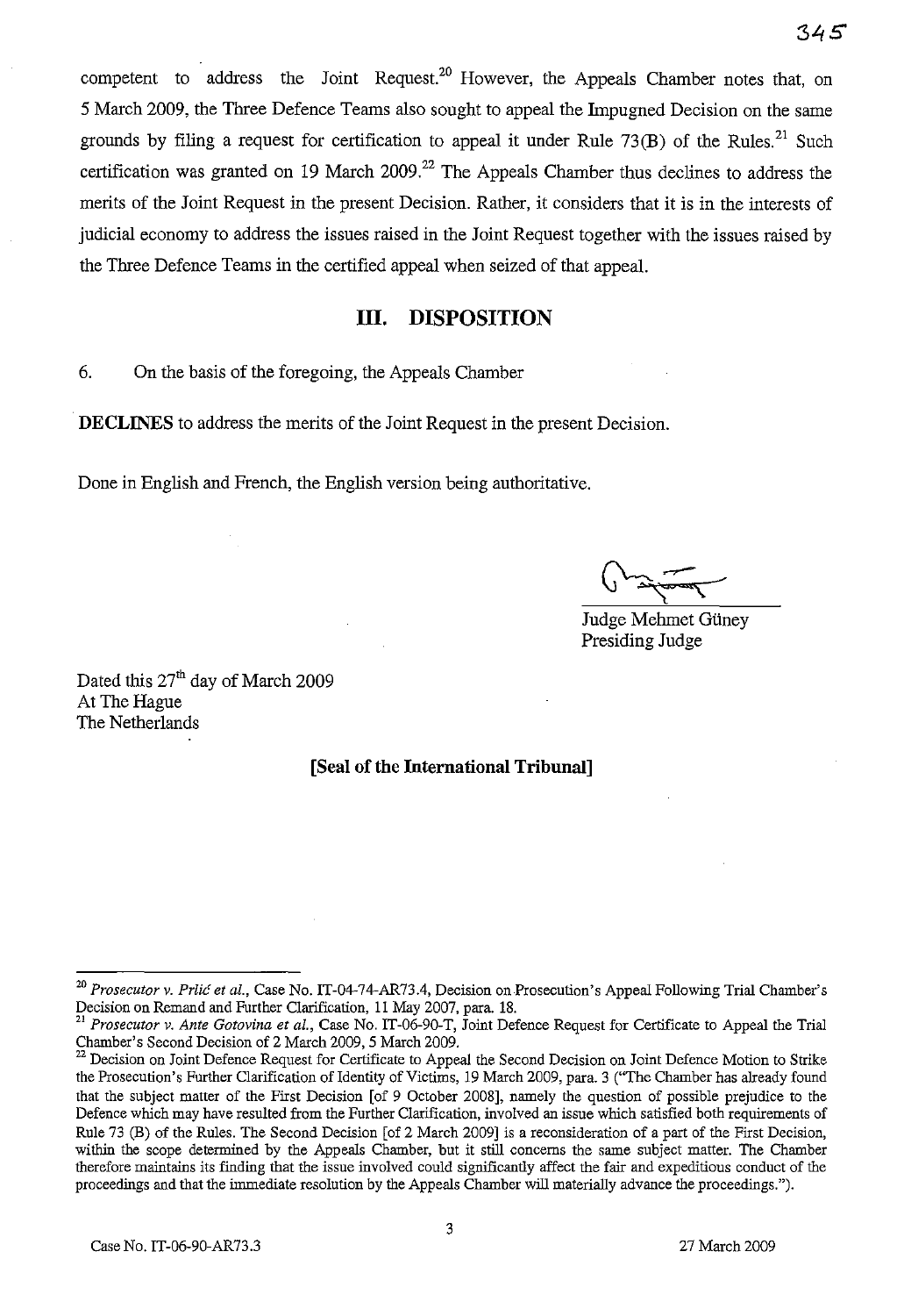competent to address the Joint Request.[20] However, the Appeals Chamber notes that, on 5 March 2009, the Three Defence Teams also sought to appeal the Impugned Decision on the same grounds by filing a request for certification to appeal it under Rule 73(B) of the Rules.[21] Such certification was granted on 19 March 2009.[22] The Appeals Chamber thus declines to address the merits of the Joint Request in the present Decision. Rather, it considers that it is in the interests of judicial economy to address the issues raised in the Joint Request together with the issues raised by the Three Defence Teams in the certified appeal when seized of that appeal.

## III. DISPOSITION

6. On the basis of the foregoing, the Appeals Chamber

**DECLINES** to address the merits of the Joint Request in the present Decision.

Done in English and French, the English version being authoritative.

Judge Mehmet Güney
Presiding Judge

Dated this 27th day of March 2009
At The Hague
The Netherlands

**[Seal of the International Tribunal]**

---

[20] *Prosecutor v. Prlić et al.*, Case No. IT-04-74-AR73.4, Decision on Prosecution's Appeal Following Trial Chamber's Decision on Remand and Further Clarification, 11 May 2007, para. 18.

[21] *Prosecutor v. Ante Gotovina et al.*, Case No. IT-06-90-T, Joint Defence Request for Certificate to Appeal the Trial Chamber's Second Decision of 2 March 2009, 5 March 2009.

[22] Decision on Joint Defence Request for Certificate to Appeal the Second Decision on Joint Defence Motion to Strike the Prosecution's Further Clarification of Identity of Victims, 19 March 2009, para. 3 ("The Chamber has already found that the subject matter of the First Decision [of 9 October 2008], namely the question of possible prejudice to the Defence which may have resulted from the Further Clarification, involved an issue which satisfied both requirements of Rule 73 (B) of the Rules. The Second Decision [of 2 March 2009] is a reconsideration of a part of the First Decision, within the scope determined by the Appeals Chamber, but it still concerns the same subject matter. The Chamber therefore maintains its finding that the issue involved could significantly affect the fair and expeditious conduct of the proceedings and that the immediate resolution by the Appeals Chamber will materially advance the proceedings.").